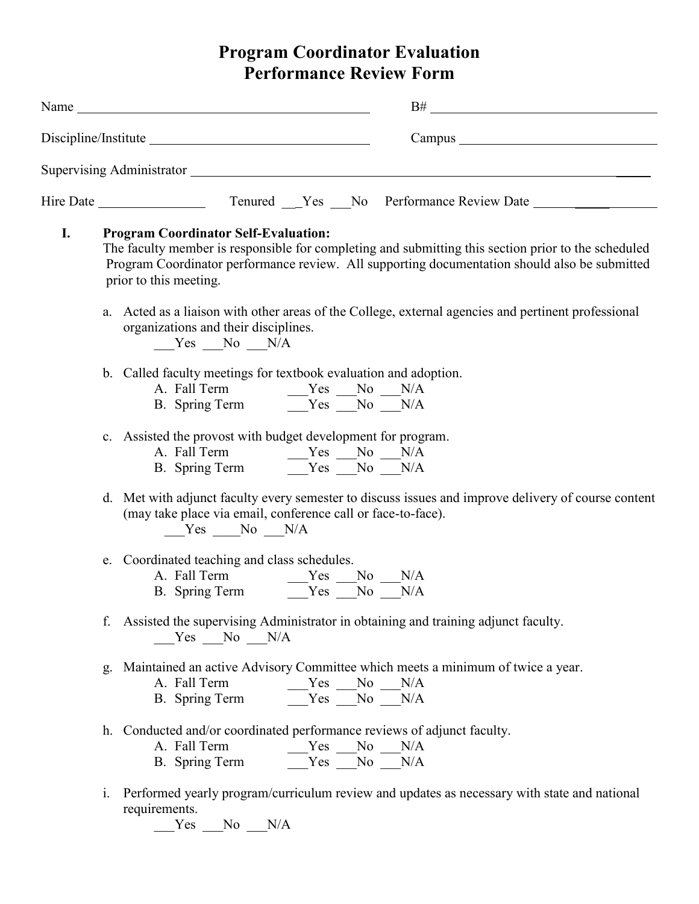# Program Coordinator Evaluation
# Performance Review Form

Name ______________________________________ B# ______________________________

Discipline/Institute ____________________________ Campus ___________________________

Supervising Administrator ______________________________________________________________

Hire Date ______________ Tenured ___Yes ___No Performance Review Date ______________

**I. Program Coordinator Self-Evaluation:**

The faculty member is responsible for completing and submitting this section prior to the scheduled Program Coordinator performance review. All supporting documentation should also be submitted prior to this meeting.

a. Acted as a liaison with other areas of the College, external agencies and pertinent professional organizations and their disciplines.
   ___Yes ___No ___N/A

b. Called faculty meetings for textbook evaluation and adoption.
   A. Fall Term ___Yes ___No ___N/A
   B. Spring Term ___Yes ___No ___N/A

c. Assisted the provost with budget development for program.
   A. Fall Term ___Yes ___No ___N/A
   B. Spring Term ___Yes ___No ___N/A

d. Met with adjunct faculty every semester to discuss issues and improve delivery of course content (may take place via email, conference call or face-to-face).
   ___Yes ____No ___N/A

e. Coordinated teaching and class schedules.
   A. Fall Term ___Yes ___No ___N/A
   B. Spring Term ___Yes ___No ___N/A

f. Assisted the supervising Administrator in obtaining and training adjunct faculty.
   ___Yes ___No ___N/A

g. Maintained an active Advisory Committee which meets a minimum of twice a year.
   A. Fall Term ___Yes ___No ___N/A
   B. Spring Term ___Yes ___No ___N/A

h. Conducted and/or coordinated performance reviews of adjunct faculty.
   A. Fall Term ___Yes ___No ___N/A
   B. Spring Term ___Yes ___No ___N/A

i. Performed yearly program/curriculum review and updates as necessary with state and national requirements.
   ___Yes ___No ___N/A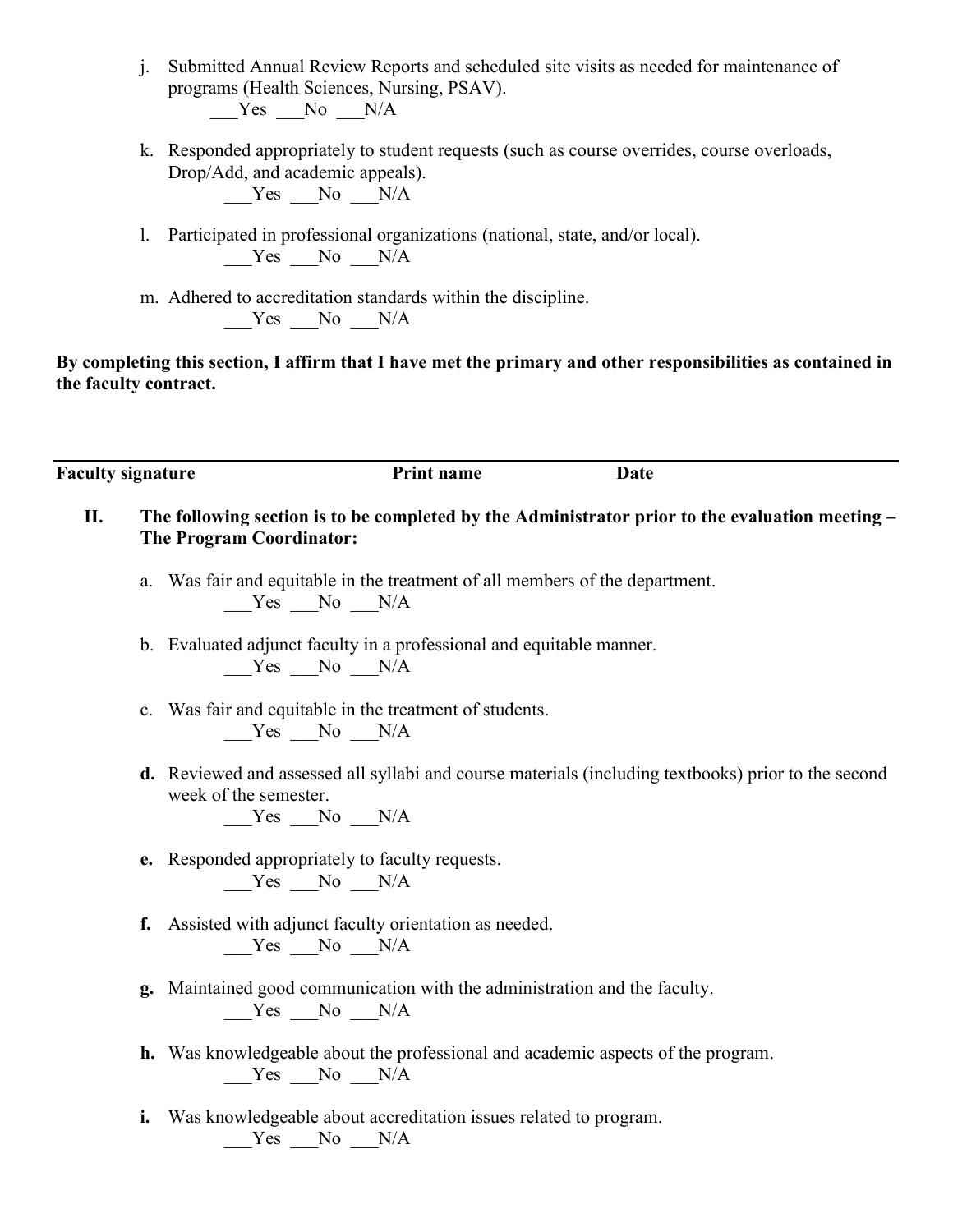j. Submitted Annual Review Reports and scheduled site visits as needed for maintenance of programs (Health Sciences, Nursing, PSAV).
___Yes ___No ___N/A

k. Responded appropriately to student requests (such as course overrides, course overloads, Drop/Add, and academic appeals).
___Yes ___No ___N/A

l. Participated in professional organizations (national, state, and/or local).
___Yes ___No ___N/A

m. Adhered to accreditation standards within the discipline.
___Yes ___No ___N/A

**By completing this section, I affirm that I have met the primary and other responsibilities as contained in the faculty contract.**

---

**Faculty signature** **Print name** **Date**

## II. The following section is to be completed by the Administrator prior to the evaluation meeting – The Program Coordinator:

a. Was fair and equitable in the treatment of all members of the department.
___Yes ___No ___N/A

b. Evaluated adjunct faculty in a professional and equitable manner.
___Yes ___No ___N/A

c. Was fair and equitable in the treatment of students.
___Yes ___No ___N/A

**d.** Reviewed and assessed all syllabi and course materials (including textbooks) prior to the second week of the semester.
___Yes ___No ___N/A

**e.** Responded appropriately to faculty requests.
___Yes ___No ___N/A

**f.** Assisted with adjunct faculty orientation as needed.
___Yes ___No ___N/A

**g.** Maintained good communication with the administration and the faculty.
___Yes ___No ___N/A

**h.** Was knowledgeable about the professional and academic aspects of the program.
___Yes ___No ___N/A

**i.** Was knowledgeable about accreditation issues related to program.
___Yes ___No ___N/A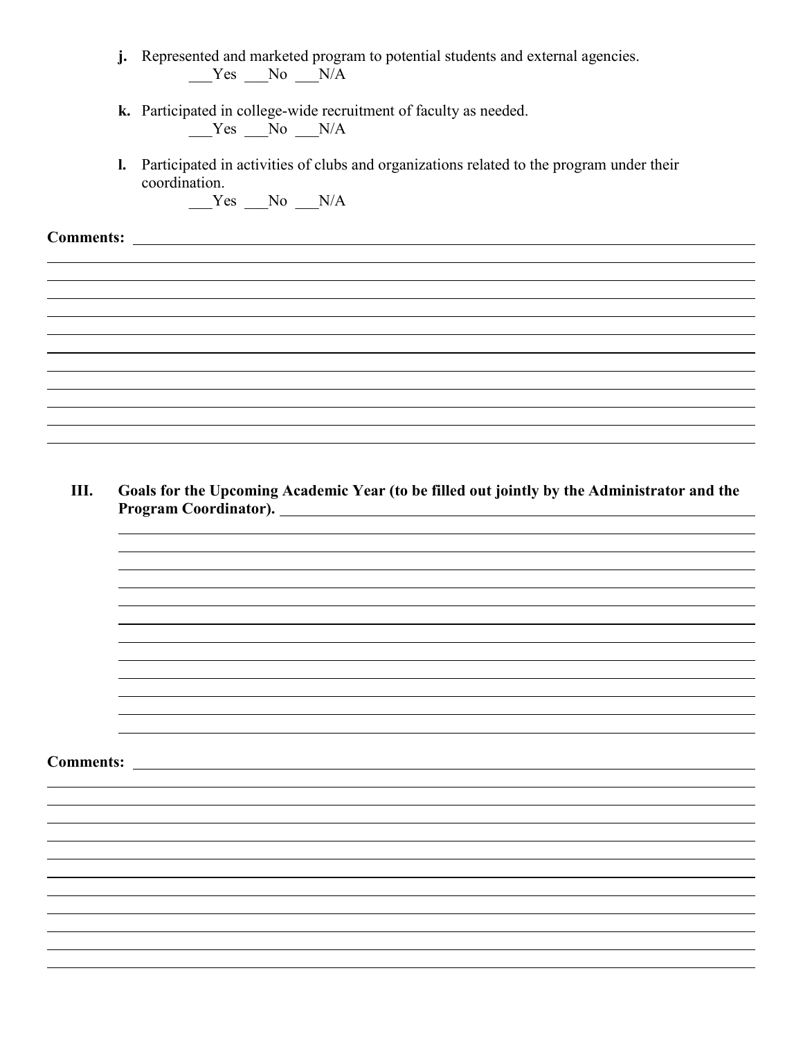j. Represented and marketed program to potential students and external agencies.
   ___Yes ___No ___N/A

k. Participated in college-wide recruitment of faculty as needed.
   ___Yes ___No ___N/A

l. Participated in activities of clubs and organizations related to the program under their coordination.
   ___Yes ___No ___N/A

**Comments:** ______________________________________________________________________

______________________________________________________________________

______________________________________________________________________

______________________________________________________________________

______________________________________________________________________

______________________________________________________________________

______________________________________________________________________

______________________________________________________________________

______________________________________________________________________

______________________________________________________________________

______________________________________________________________________

## III. Goals for the Upcoming Academic Year (to be filled out jointly by the Administrator and the Program Coordinator). ______________________________________________________________________

______________________________________________________________________

______________________________________________________________________

______________________________________________________________________

______________________________________________________________________

______________________________________________________________________

______________________________________________________________________

______________________________________________________________________

______________________________________________________________________

______________________________________________________________________

______________________________________________________________________

______________________________________________________________________

______________________________________________________________________

**Comments:** ______________________________________________________________________

______________________________________________________________________

______________________________________________________________________

______________________________________________________________________

______________________________________________________________________

______________________________________________________________________

______________________________________________________________________

______________________________________________________________________

______________________________________________________________________

______________________________________________________________________

______________________________________________________________________

______________________________________________________________________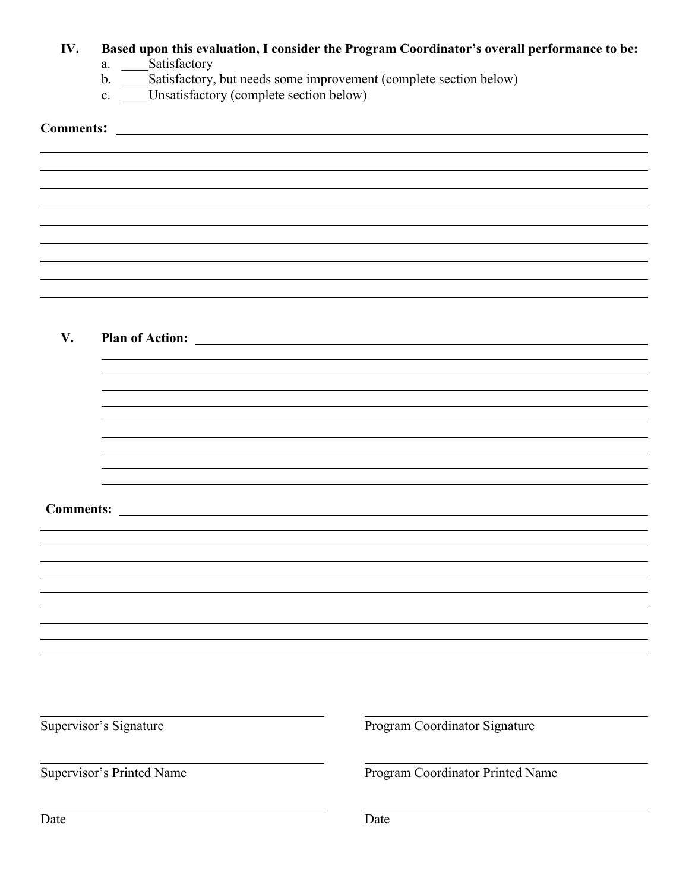**IV. Based upon this evaluation, I consider the Program Coordinator's overall performance to be:**

a. ____Satisfactory

b. ____Satisfactory, but needs some improvement (complete section below)

c. ____Unsatisfactory (complete section below)

**Comments:** ______________________________________________________________________

______________________________________________________________________

______________________________________________________________________

______________________________________________________________________

______________________________________________________________________

______________________________________________________________________

______________________________________________________________________

______________________________________________________________________

______________________________________________________________________

**V. Plan of Action:** ______________________________________________________________________

______________________________________________________________________

______________________________________________________________________

______________________________________________________________________

______________________________________________________________________

______________________________________________________________________

______________________________________________________________________

______________________________________________________________________

______________________________________________________________________

**Comments:** ______________________________________________________________________

______________________________________________________________________

______________________________________________________________________

______________________________________________________________________

______________________________________________________________________

______________________________________________________________________

______________________________________________________________________

______________________________________________________________________

______________________________________________________________________

______________________________________________________________________

| | |
|---|---|
| ______________________________ | ______________________________ |
| Supervisor's Signature | Program Coordinator Signature |
| ______________________________ | ______________________________ |
| Supervisor's Printed Name | Program Coordinator Printed Name |
| ______________________________ | ______________________________ |
| Date | Date |